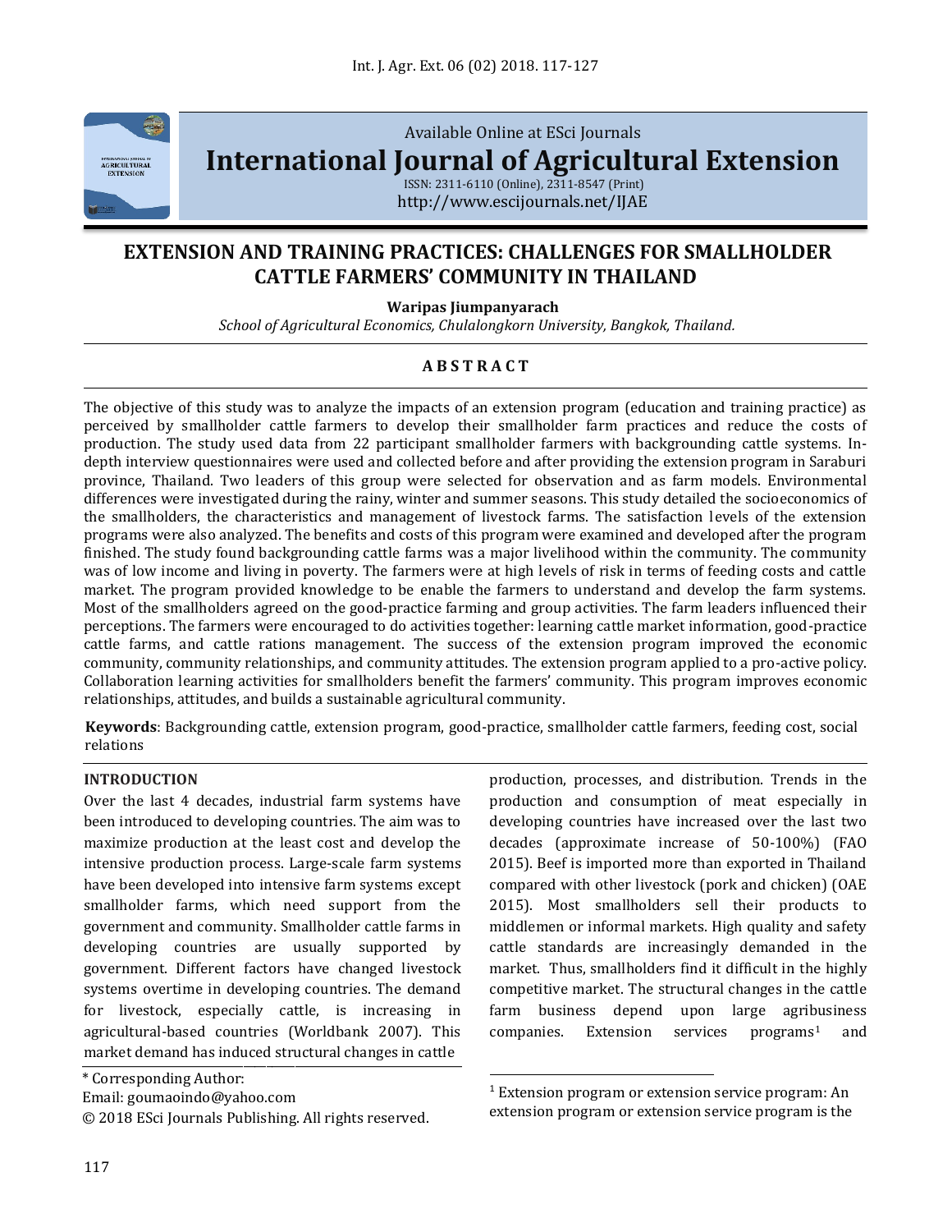Available Online at ESci Journals

**International Journal of Agricultural Extension**

ISSN: 2311-6110 (Online), 2311-8547 (Print)
http://www.escijournals.net/IJAE

# EXTENSION AND TRAINING PRACTICES: CHALLENGES FOR SMALLHOLDER CATTLE FARMERS' COMMUNITY IN THAILAND

**Waripas Jiumpanyarach**

*School of Agricultural Economics, Chulalongkorn University, Bangkok, Thailand.*

## A B S T R A C T

The objective of this study was to analyze the impacts of an extension program (education and training practice) as perceived by smallholder cattle farmers to develop their smallholder farm practices and reduce the costs of production. The study used data from 22 participant smallholder farmers with backgrounding cattle systems. In-depth interview questionnaires were used and collected before and after providing the extension program in Saraburi province, Thailand. Two leaders of this group were selected for observation and as farm models. Environmental differences were investigated during the rainy, winter and summer seasons. This study detailed the socioeconomics of the smallholders, the characteristics and management of livestock farms. The satisfaction levels of the extension programs were also analyzed. The benefits and costs of this program were examined and developed after the program finished. The study found backgrounding cattle farms was a major livelihood within the community. The community was of low income and living in poverty. The farmers were at high levels of risk in terms of feeding costs and cattle market. The program provided knowledge to be enable the farmers to understand and develop the farm systems. Most of the smallholders agreed on the good-practice farming and group activities. The farm leaders influenced their perceptions. The farmers were encouraged to do activities together: learning cattle market information, good-practice cattle farms, and cattle rations management. The success of the extension program improved the economic community, community relationships, and community attitudes. The extension program applied to a pro-active policy. Collaboration learning activities for smallholders benefit the farmers' community. This program improves economic relationships, attitudes, and builds a sustainable agricultural community.

**Keywords**: Backgrounding cattle, extension program, good-practice, smallholder cattle farmers, feeding cost, social relations

## INTRODUCTION

Over the last 4 decades, industrial farm systems have been introduced to developing countries. The aim was to maximize production at the least cost and develop the intensive production process. Large-scale farm systems have been developed into intensive farm systems except smallholder farms, which need support from the government and community. Smallholder cattle farms in developing countries are usually supported by government. Different factors have changed livestock systems overtime in developing countries. The demand for livestock, especially cattle, is increasing in agricultural-based countries (Worldbank 2007). This market demand has induced structural changes in cattle production, processes, and distribution. Trends in the production and consumption of meat especially in developing countries have increased over the last two decades (approximate increase of 50-100%) (FAO 2015). Beef is imported more than exported in Thailand compared with other livestock (pork and chicken) (OAE 2015). Most smallholders sell their products to middlemen or informal markets. High quality and safety cattle standards are increasingly demanded in the market. Thus, smallholders find it difficult in the highly competitive market. The structural changes in the cattle farm business depend upon large agribusiness companies. Extension services programs[1] and

---

\* Corresponding Author:

Email: goumaoindo@yahoo.com

© 2018 ESci Journals Publishing. All rights reserved.

[1] Extension program or extension service program: An extension program or extension service program is the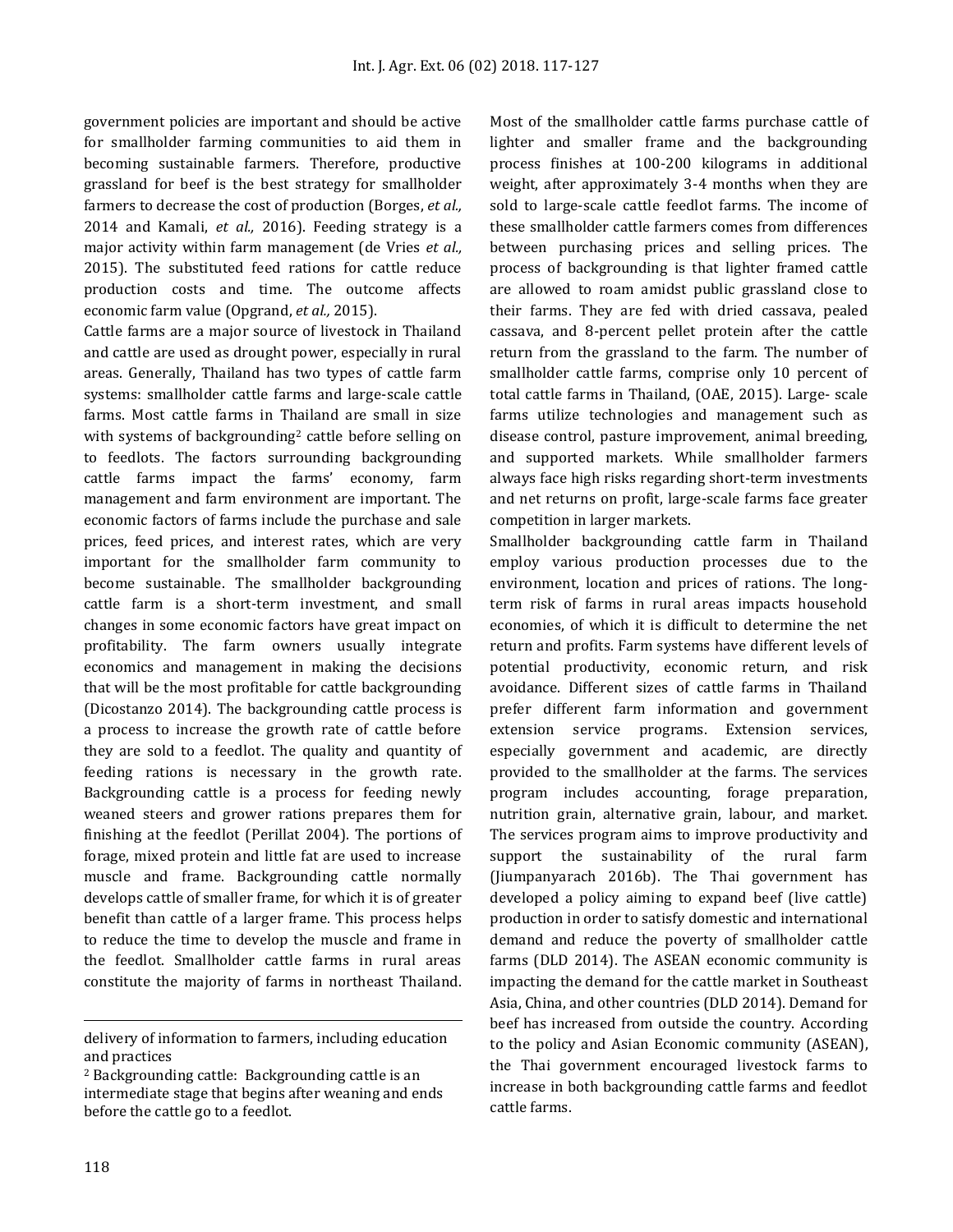government policies are important and should be active for smallholder farming communities to aid them in becoming sustainable farmers. Therefore, productive grassland for beef is the best strategy for smallholder farmers to decrease the cost of production (Borges, *et al.,* 2014 and Kamali, *et al.,* 2016). Feeding strategy is a major activity within farm management (de Vries *et al.,* 2015). The substituted feed rations for cattle reduce production costs and time. The outcome affects economic farm value (Opgrand, *et al.,* 2015).

Cattle farms are a major source of livestock in Thailand and cattle are used as drought power, especially in rural areas. Generally, Thailand has two types of cattle farm systems: smallholder cattle farms and large-scale cattle farms. Most cattle farms in Thailand are small in size with systems of backgrounding[2] cattle before selling on to feedlots. The factors surrounding backgrounding cattle farms impact the farms' economy, farm management and farm environment are important. The economic factors of farms include the purchase and sale prices, feed prices, and interest rates, which are very important for the smallholder farm community to become sustainable. The smallholder backgrounding cattle farm is a short-term investment, and small changes in some economic factors have great impact on profitability. The farm owners usually integrate economics and management in making the decisions that will be the most profitable for cattle backgrounding (Dicostanzo 2014). The backgrounding cattle process is a process to increase the growth rate of cattle before they are sold to a feedlot. The quality and quantity of feeding rations is necessary in the growth rate. Backgrounding cattle is a process for feeding newly weaned steers and grower rations prepares them for finishing at the feedlot (Perillat 2004). The portions of forage, mixed protein and little fat are used to increase muscle and frame. Backgrounding cattle normally develops cattle of smaller frame, for which it is of greater benefit than cattle of a larger frame. This process helps to reduce the time to develop the muscle and frame in the feedlot. Smallholder cattle farms in rural areas constitute the majority of farms in northeast Thailand. Most of the smallholder cattle farms purchase cattle of lighter and smaller frame and the backgrounding process finishes at 100-200 kilograms in additional weight, after approximately 3-4 months when they are sold to large-scale cattle feedlot farms. The income of these smallholder cattle farmers comes from differences between purchasing prices and selling prices. The process of backgrounding is that lighter framed cattle are allowed to roam amidst public grassland close to their farms. They are fed with dried cassava, pealed cassava, and 8-percent pellet protein after the cattle return from the grassland to the farm. The number of smallholder cattle farms, comprise only 10 percent of total cattle farms in Thailand, (OAE, 2015). Large- scale farms utilize technologies and management such as disease control, pasture improvement, animal breeding, and supported markets. While smallholder farmers always face high risks regarding short-term investments and net returns on profit, large-scale farms face greater competition in larger markets.

Smallholder backgrounding cattle farm in Thailand employ various production processes due to the environment, location and prices of rations. The long-term risk of farms in rural areas impacts household economies, of which it is difficult to determine the net return and profits. Farm systems have different levels of potential productivity, economic return, and risk avoidance. Different sizes of cattle farms in Thailand prefer different farm information and government extension service programs. Extension services, especially government and academic, are directly provided to the smallholder at the farms. The services program includes accounting, forage preparation, nutrition grain, alternative grain, labour, and market. The services program aims to improve productivity and support the sustainability of the rural farm (Jiumpanyarach 2016b). The Thai government has developed a policy aiming to expand beef (live cattle) production in order to satisfy domestic and international demand and reduce the poverty of smallholder cattle farms (DLD 2014). The ASEAN economic community is impacting the demand for the cattle market in Southeast Asia, China, and other countries (DLD 2014). Demand for beef has increased from outside the country. According to the policy and Asian Economic community (ASEAN), the Thai government encouraged livestock farms to increase in both backgrounding cattle farms and feedlot cattle farms.

---

delivery of information to farmers, including education and practices

[2] Backgrounding cattle: Backgrounding cattle is an intermediate stage that begins after weaning and ends before the cattle go to a feedlot.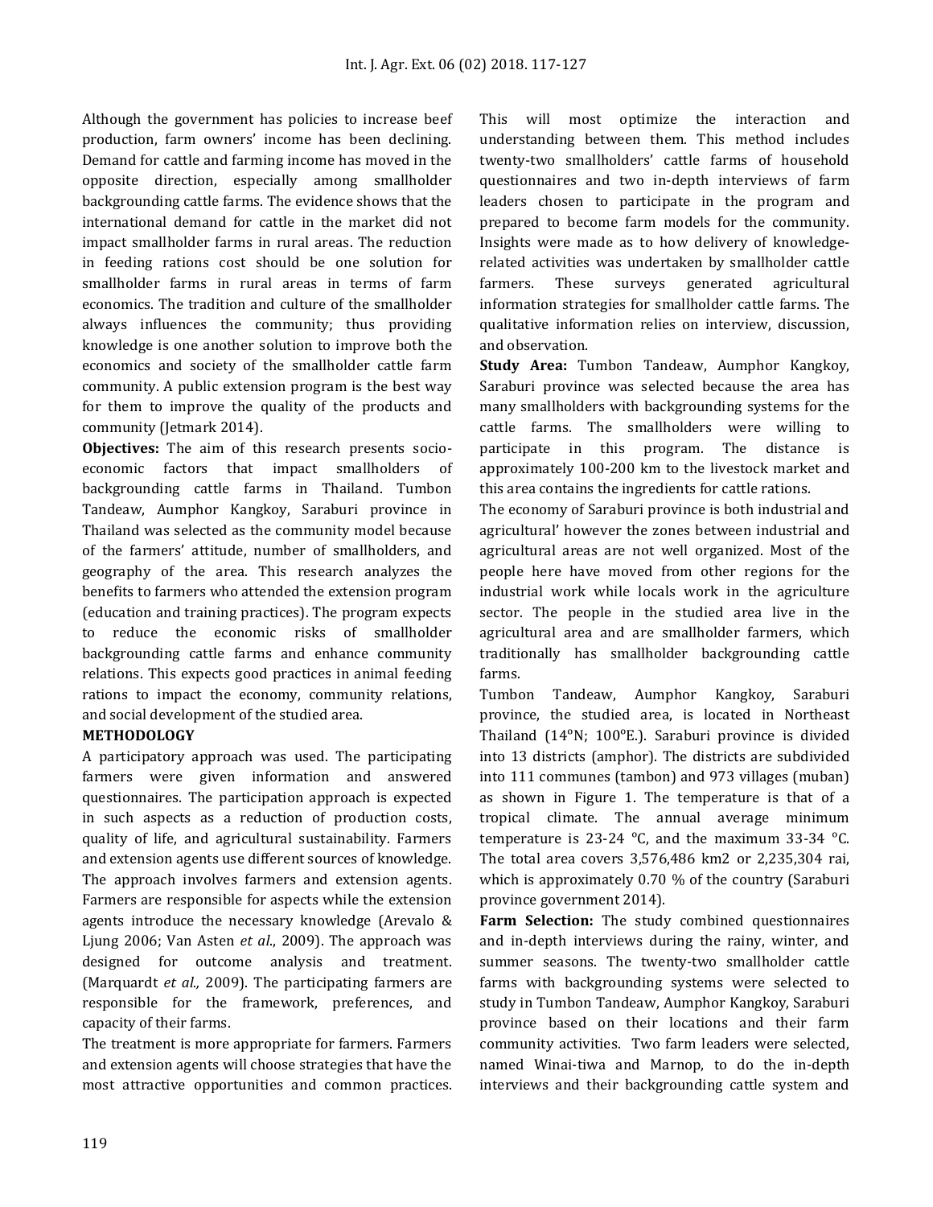Although the government has policies to increase beef production, farm owners' income has been declining. Demand for cattle and farming income has moved in the opposite direction, especially among smallholder backgrounding cattle farms. The evidence shows that the international demand for cattle in the market did not impact smallholder farms in rural areas. The reduction in feeding rations cost should be one solution for smallholder farms in rural areas in terms of farm economics. The tradition and culture of the smallholder always influences the community; thus providing knowledge is one another solution to improve both the economics and society of the smallholder cattle farm community. A public extension program is the best way for them to improve the quality of the products and community (Jetmark 2014).

**Objectives:** The aim of this research presents socio-economic factors that impact smallholders of backgrounding cattle farms in Thailand. Tumbon Tandeaw, Aumphor Kangkoy, Saraburi province in Thailand was selected as the community model because of the farmers' attitude, number of smallholders, and geography of the area. This research analyzes the benefits to farmers who attended the extension program (education and training practices). The program expects to reduce the economic risks of smallholder backgrounding cattle farms and enhance community relations. This expects good practices in animal feeding rations to impact the economy, community relations, and social development of the studied area.

## METHODOLOGY

A participatory approach was used. The participating farmers were given information and answered questionnaires. The participation approach is expected in such aspects as a reduction of production costs, quality of life, and agricultural sustainability. Farmers and extension agents use different sources of knowledge. The approach involves farmers and extension agents. Farmers are responsible for aspects while the extension agents introduce the necessary knowledge (Arevalo & Ljung 2006; Van Asten *et al*., 2009). The approach was designed for outcome analysis and treatment. (Marquardt *et al.,* 2009). The participating farmers are responsible for the framework, preferences, and capacity of their farms.

The treatment is more appropriate for farmers. Farmers and extension agents will choose strategies that have the most attractive opportunities and common practices. This will most optimize the interaction and understanding between them. This method includes twenty-two smallholders' cattle farms of household questionnaires and two in-depth interviews of farm leaders chosen to participate in the program and prepared to become farm models for the community. Insights were made as to how delivery of knowledge-related activities was undertaken by smallholder cattle farmers. These surveys generated agricultural information strategies for smallholder cattle farms. The qualitative information relies on interview, discussion, and observation.

**Study Area:** Tumbon Tandeaw, Aumphor Kangkoy, Saraburi province was selected because the area has many smallholders with backgrounding systems for the cattle farms. The smallholders were willing to participate in this program. The distance is approximately 100-200 km to the livestock market and this area contains the ingredients for cattle rations.

The economy of Saraburi province is both industrial and agricultural' however the zones between industrial and agricultural areas are not well organized. Most of the people here have moved from other regions for the industrial work while locals work in the agriculture sector. The people in the studied area live in the agricultural area and are smallholder farmers, which traditionally has smallholder backgrounding cattle farms.

Tumbon Tandeaw, Aumphor Kangkoy, Saraburi province, the studied area, is located in Northeast Thailand (14ºN; 100ºE.). Saraburi province is divided into 13 districts (amphor). The districts are subdivided into 111 communes (tambon) and 973 villages (muban) as shown in Figure 1. The temperature is that of a tropical climate. The annual average minimum temperature is 23-24 ºC, and the maximum 33-34 ºC. The total area covers 3,576,486 km2 or 2,235,304 rai, which is approximately 0.70 % of the country (Saraburi province government 2014).

**Farm Selection:** The study combined questionnaires and in-depth interviews during the rainy, winter, and summer seasons. The twenty-two smallholder cattle farms with backgrounding systems were selected to study in Tumbon Tandeaw, Aumphor Kangkoy, Saraburi province based on their locations and their farm community activities. Two farm leaders were selected, named Winai-tiwa and Marnop, to do the in-depth interviews and their backgrounding cattle system and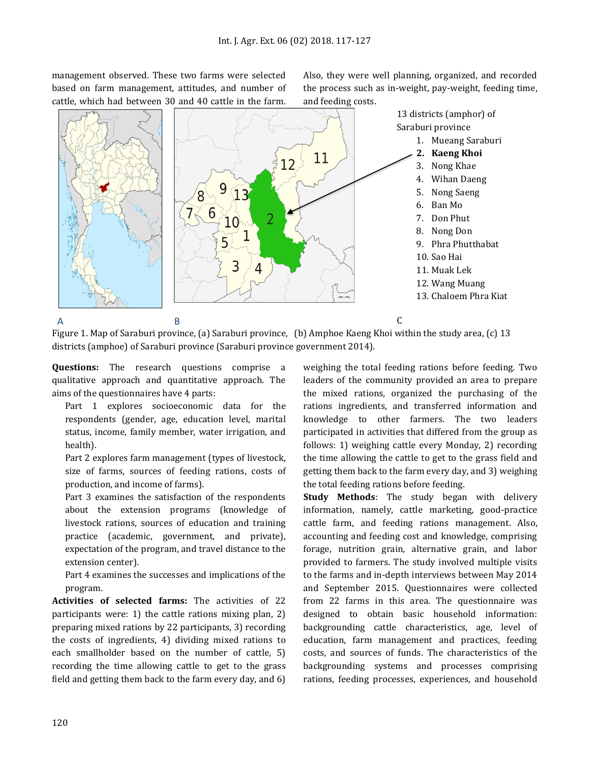management observed. These two farms were selected based on farm management, attitudes, and number of cattle, which had between 30 and 40 cattle in the farm. Also, they were well planning, organized, and recorded the process such as in-weight, pay-weight, feeding time, and feeding costs.

13 districts (amphor) of Saraburi province

1. Mueang Saraburi
2. **Kaeng Khoi**
3. Nong Khae
4. Wihan Daeng
5. Nong Saeng
6. Ban Mo
7. Don Phut
8. Nong Don
9. Phra Phutthabat
10. Sao Hai
11. Muak Lek
12. Wang Muang
13. Chaloem Phra Kiat

Figure 1. Map of Saraburi province, (a) Saraburi province, (b) Amphoe Kaeng Khoi within the study area, (c) 13 districts (amphoe) of Saraburi province (Saraburi province government 2014).

**Questions:** The research questions comprise a qualitative approach and quantitative approach. The aims of the questionnaires have 4 parts:

Part 1 explores socioeconomic data for the respondents (gender, age, education level, marital status, income, family member, water irrigation, and health).

Part 2 explores farm management (types of livestock, size of farms, sources of feeding rations, costs of production, and income of farms).

Part 3 examines the satisfaction of the respondents about the extension programs (knowledge of livestock rations, sources of education and training practice (academic, government, and private), expectation of the program, and travel distance to the extension center).

Part 4 examines the successes and implications of the program.

**Activities of selected farms:** The activities of 22 participants were: 1) the cattle rations mixing plan, 2) preparing mixed rations by 22 participants, 3) recording the costs of ingredients, 4) dividing mixed rations to each smallholder based on the number of cattle, 5) recording the time allowing cattle to get to the grass field and getting them back to the farm every day, and 6) weighing the total feeding rations before feeding. Two leaders of the community provided an area to prepare the mixed rations, organized the purchasing of the rations ingredients, and transferred information and knowledge to other farmers. The two leaders participated in activities that differed from the group as follows: 1) weighing cattle every Monday, 2) recording the time allowing the cattle to get to the grass field and getting them back to the farm every day, and 3) weighing the total feeding rations before feeding.

**Study Methods**: The study began with delivery information, namely, cattle marketing, good-practice cattle farm, and feeding rations management. Also, accounting and feeding cost and knowledge, comprising forage, nutrition grain, alternative grain, and labor provided to farmers. The study involved multiple visits to the farms and in-depth interviews between May 2014 and September 2015. Questionnaires were collected from 22 farms in this area. The questionnaire was designed to obtain basic household information: backgrounding cattle characteristics, age, level of education, farm management and practices, feeding costs, and sources of funds. The characteristics of the backgrounding systems and processes comprising rations, feeding processes, experiences, and household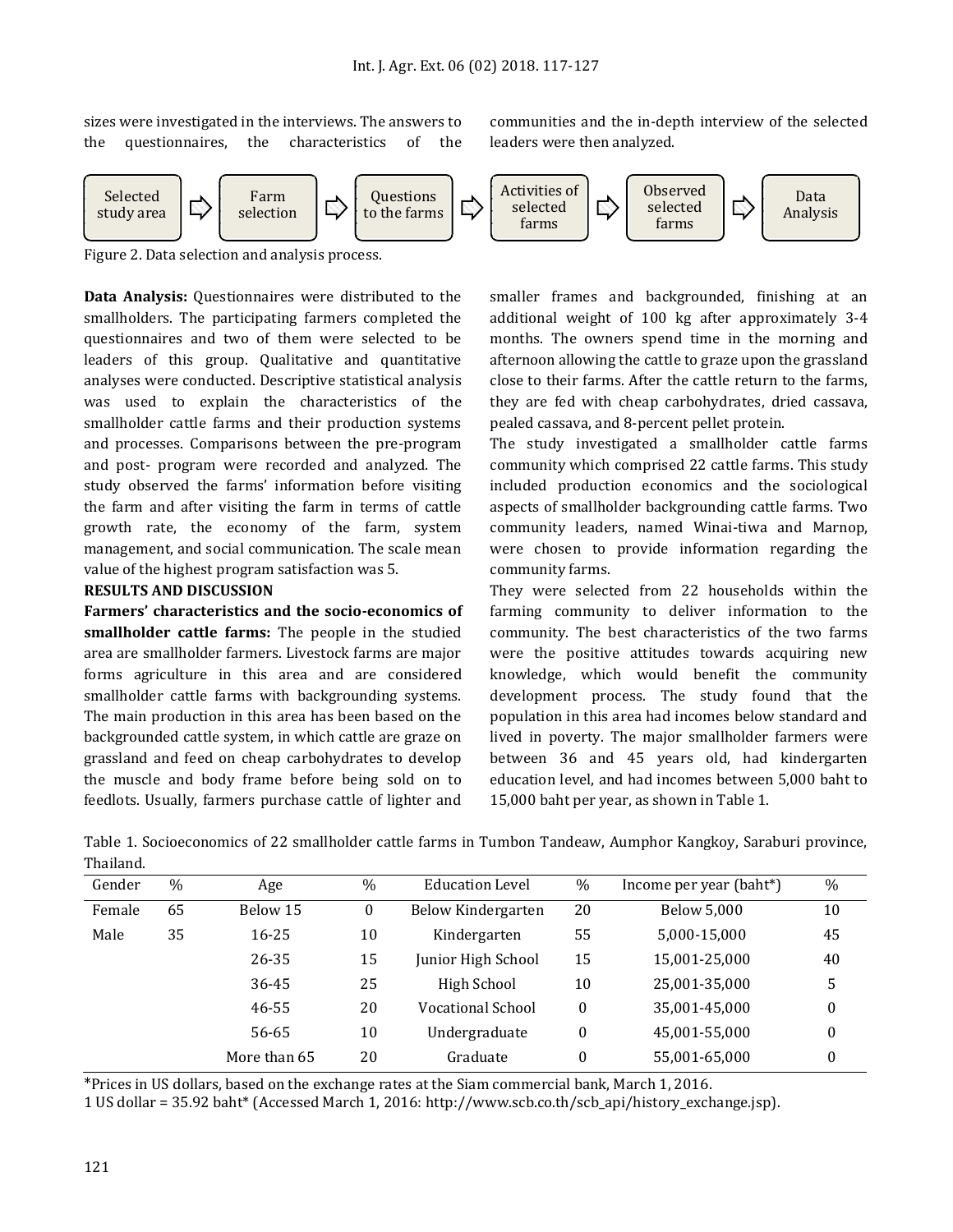sizes were investigated in the interviews. The answers to the questionnaires, the characteristics of the communities and the in-depth interview of the selected leaders were then analyzed.

Selected study area ⇨ Farm selection ⇨ Questions to the farms ⇨ Activities of selected farms ⇨ Observed selected farms ⇨ Data Analysis

Figure 2. Data selection and analysis process.

**Data Analysis:** Questionnaires were distributed to the smallholders. The participating farmers completed the questionnaires and two of them were selected to be leaders of this group. Qualitative and quantitative analyses were conducted. Descriptive statistical analysis was used to explain the characteristics of the smallholder cattle farms and their production systems and processes. Comparisons between the pre-program and post- program were recorded and analyzed. The study observed the farms' information before visiting the farm and after visiting the farm in terms of cattle growth rate, the economy of the farm, system management, and social communication. The scale mean value of the highest program satisfaction was 5.

**RESULTS AND DISCUSSION**

**Farmers' characteristics and the socio-economics of smallholder cattle farms:** The people in the studied area are smallholder farmers. Livestock farms are major forms agriculture in this area and are considered smallholder cattle farms with backgrounding systems. The main production in this area has been based on the backgrounded cattle system, in which cattle are graze on grassland and feed on cheap carbohydrates to develop the muscle and body frame before being sold on to feedlots. Usually, farmers purchase cattle of lighter and smaller frames and backgrounded, finishing at an additional weight of 100 kg after approximately 3-4 months. The owners spend time in the morning and afternoon allowing the cattle to graze upon the grassland close to their farms. After the cattle return to the farms, they are fed with cheap carbohydrates, dried cassava, pealed cassava, and 8-percent pellet protein.

The study investigated a smallholder cattle farms community which comprised 22 cattle farms. This study included production economics and the sociological aspects of smallholder backgrounding cattle farms. Two community leaders, named Winai-tiwa and Marnop, were chosen to provide information regarding the community farms.

They were selected from 22 households within the farming community to deliver information to the community. The best characteristics of the two farms were the positive attitudes towards acquiring new knowledge, which would benefit the community development process. The study found that the population in this area had incomes below standard and lived in poverty. The major smallholder farmers were between 36 and 45 years old, had kindergarten education level, and had incomes between 5,000 baht to 15,000 baht per year, as shown in Table 1.

Table 1. Socioeconomics of 22 smallholder cattle farms in Tumbon Tandeaw, Aumphor Kangkoy, Saraburi province, Thailand.

| Gender | % | Age | % | Education Level | % | Income per year (baht*) | % |
|---|---|---|---|---|---|---|---|
| Female | 65 | Below 15 | 0 | Below Kindergarten | 20 | Below 5,000 | 10 |
| Male | 35 | 16-25 | 10 | Kindergarten | 55 | 5,000-15,000 | 45 |
| | | 26-35 | 15 | Junior High School | 15 | 15,001-25,000 | 40 |
| | | 36-45 | 25 | High School | 10 | 25,001-35,000 | 5 |
| | | 46-55 | 20 | Vocational School | 0 | 35,001-45,000 | 0 |
| | | 56-65 | 10 | Undergraduate | 0 | 45,001-55,000 | 0 |
| | | More than 65 | 20 | Graduate | 0 | 55,001-65,000 | 0 |

*Prices in US dollars, based on the exchange rates at the Siam commercial bank, March 1, 2016.
1 US dollar = 35.92 baht* (Accessed March 1, 2016: http://www.scb.co.th/scb_api/history_exchange.jsp).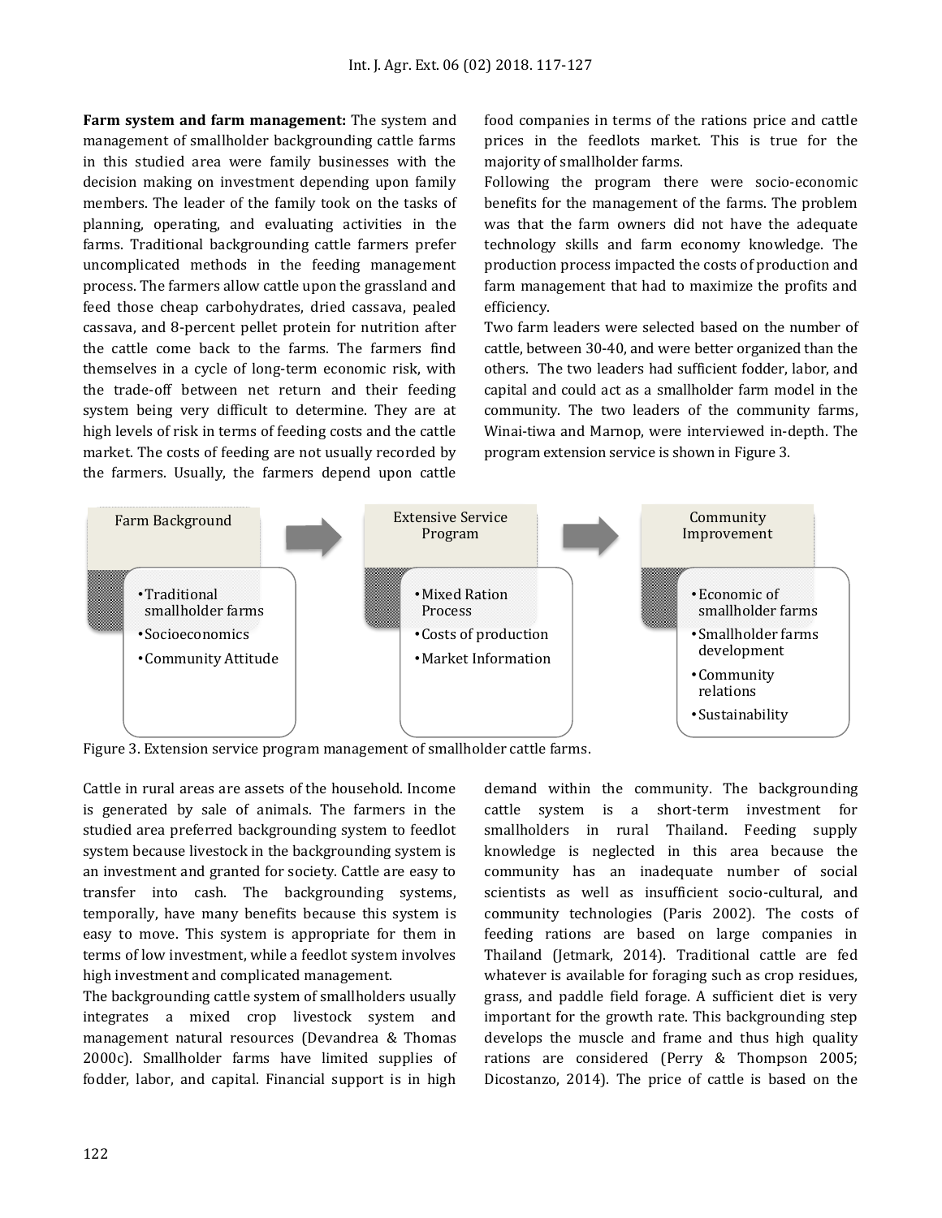**Farm system and farm management:** The system and management of smallholder backgrounding cattle farms in this studied area were family businesses with the decision making on investment depending upon family members. The leader of the family took on the tasks of planning, operating, and evaluating activities in the farms. Traditional backgrounding cattle farmers prefer uncomplicated methods in the feeding management process. The farmers allow cattle upon the grassland and feed those cheap carbohydrates, dried cassava, pealed cassava, and 8-percent pellet protein for nutrition after the cattle come back to the farms. The farmers find themselves in a cycle of long-term economic risk, with the trade-off between net return and their feeding system being very difficult to determine. They are at high levels of risk in terms of feeding costs and the cattle market. The costs of feeding are not usually recorded by the farmers. Usually, the farmers depend upon cattle food companies in terms of the rations price and cattle prices in the feedlots market. This is true for the majority of smallholder farms.

Following the program there were socio-economic benefits for the management of the farms. The problem was that the farm owners did not have the adequate technology skills and farm economy knowledge. The production process impacted the costs of production and farm management that had to maximize the profits and efficiency.

Two farm leaders were selected based on the number of cattle, between 30-40, and were better organized than the others. The two leaders had sufficient fodder, labor, and capital and could act as a smallholder farm model in the community. The two leaders of the community farms, Winai-tiwa and Marnop, were interviewed in-depth. The program extension service is shown in Figure 3.

Farm Background
- Traditional smallholder farms
- Socioeconomics
- Community Attitude

Extensive Service Program
- Mixed Ration Process
- Costs of production
- Market Information

Community Improvement
- Economic of smallholder farms
- Smallholder farms development
- Community relations
- Sustainability

Figure 3. Extension service program management of smallholder cattle farms.

Cattle in rural areas are assets of the household. Income is generated by sale of animals. The farmers in the studied area preferred backgrounding system to feedlot system because livestock in the backgrounding system is an investment and granted for society. Cattle are easy to transfer into cash. The backgrounding systems, temporally, have many benefits because this system is easy to move. This system is appropriate for them in terms of low investment, while a feedlot system involves high investment and complicated management.

The backgrounding cattle system of smallholders usually integrates a mixed crop livestock system and management natural resources (Devandrea & Thomas 2000c). Smallholder farms have limited supplies of fodder, labor, and capital. Financial support is in high demand within the community. The backgrounding cattle system is a short-term investment for smallholders in rural Thailand. Feeding supply knowledge is neglected in this area because the community has an inadequate number of social scientists as well as insufficient socio-cultural, and community technologies (Paris 2002). The costs of feeding rations are based on large companies in Thailand (Jetmark, 2014). Traditional cattle are fed whatever is available for foraging such as crop residues, grass, and paddle field forage. A sufficient diet is very important for the growth rate. This backgrounding step develops the muscle and frame and thus high quality rations are considered (Perry & Thompson 2005; Dicostanzo, 2014). The price of cattle is based on the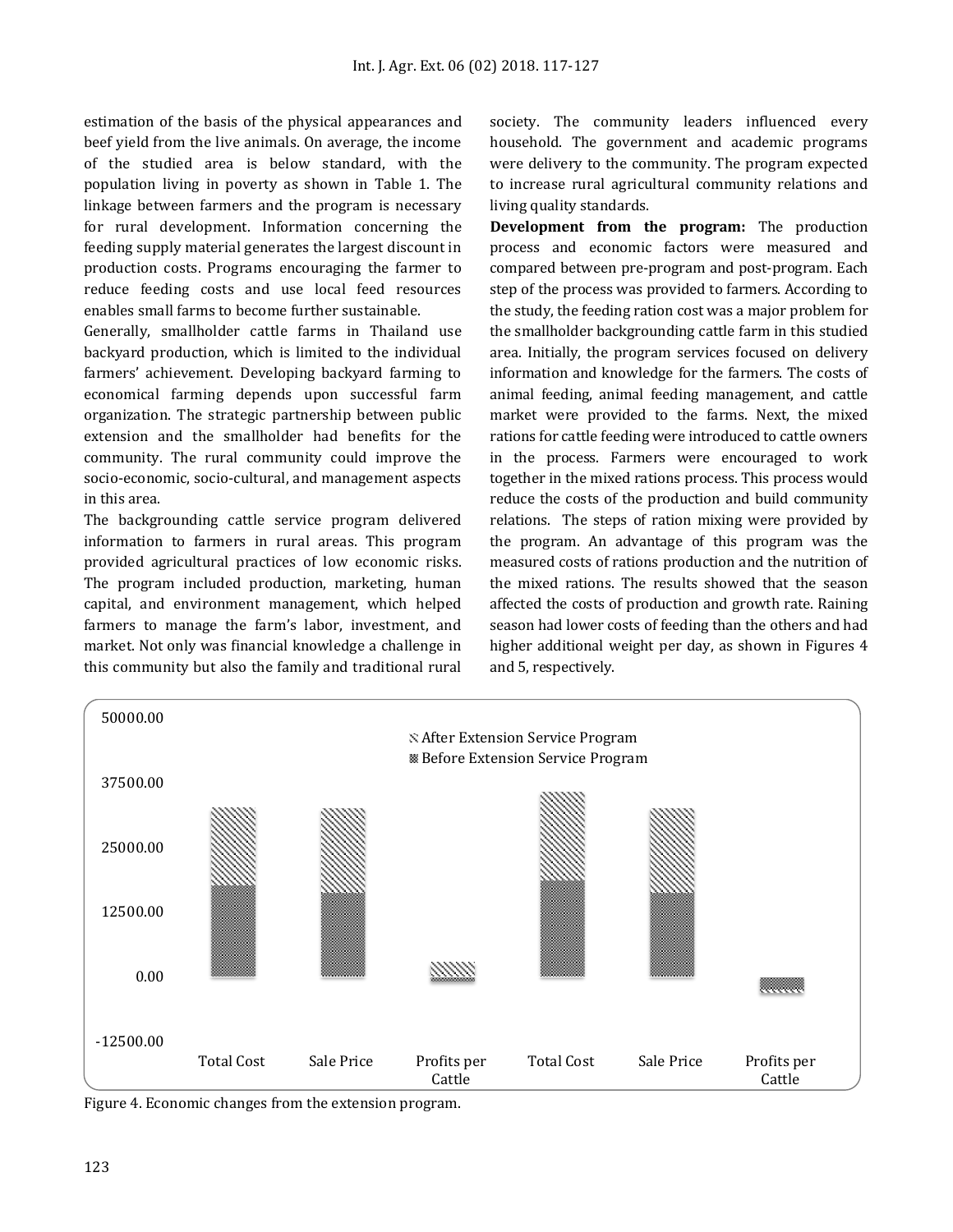estimation of the basis of the physical appearances and beef yield from the live animals. On average, the income of the studied area is below standard, with the population living in poverty as shown in Table 1. The linkage between farmers and the program is necessary for rural development. Information concerning the feeding supply material generates the largest discount in production costs. Programs encouraging the farmer to reduce feeding costs and use local feed resources enables small farms to become further sustainable.

Generally, smallholder cattle farms in Thailand use backyard production, which is limited to the individual farmers' achievement. Developing backyard farming to economical farming depends upon successful farm organization. The strategic partnership between public extension and the smallholder had benefits for the community. The rural community could improve the socio-economic, socio-cultural, and management aspects in this area.

The backgrounding cattle service program delivered information to farmers in rural areas. This program provided agricultural practices of low economic risks. The program included production, marketing, human capital, and environment management, which helped farmers to manage the farm's labor, investment, and market. Not only was financial knowledge a challenge in this community but also the family and traditional rural society. The community leaders influenced every household. The government and academic programs were delivery to the community. The program expected to increase rural agricultural community relations and living quality standards.

**Development from the program:** The production process and economic factors were measured and compared between pre-program and post-program. Each step of the process was provided to farmers. According to the study, the feeding ration cost was a major problem for the smallholder backgrounding cattle farm in this studied area. Initially, the program services focused on delivery information and knowledge for the farmers. The costs of animal feeding, animal feeding management, and cattle market were provided to the farms. Next, the mixed rations for cattle feeding were introduced to cattle owners in the process. Farmers were encouraged to work together in the mixed rations process. This process would reduce the costs of the production and build community relations. The steps of ration mixing were provided by the program. An advantage of this program was the measured costs of rations production and the nutrition of the mixed rations. The results showed that the season affected the costs of production and growth rate. Raining season had lower costs of feeding than the others and had higher additional weight per day, as shown in Figures 4 and 5, respectively.

Figure 4. Economic changes from the extension program.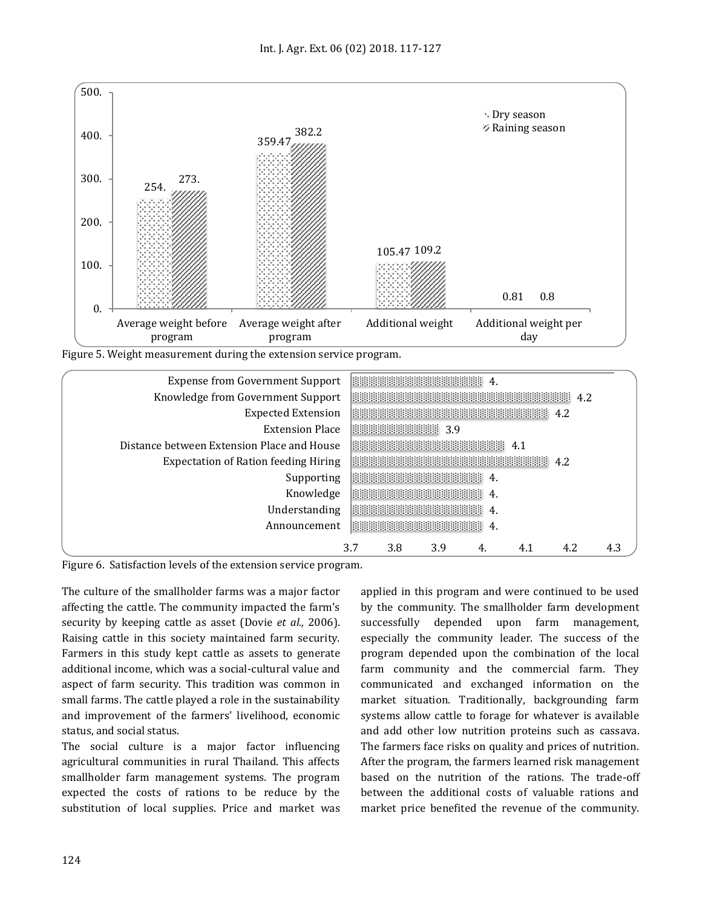Figure 5. Weight measurement during the extension service program.

Figure 6. Satisfaction levels of the extension service program.

The culture of the smallholder farms was a major factor affecting the cattle. The community impacted the farm's security by keeping cattle as asset (Dovie *et al.,* 2006). Raising cattle in this society maintained farm security. Farmers in this study kept cattle as assets to generate additional income, which was a social-cultural value and aspect of farm security. This tradition was common in small farms. The cattle played a role in the sustainability and improvement of the farmers' livelihood, economic status, and social status.

The social culture is a major factor influencing agricultural communities in rural Thailand. This affects smallholder farm management systems. The program expected the costs of rations to be reduce by the substitution of local supplies. Price and market was applied in this program and were continued to be used by the community. The smallholder farm development successfully depended upon farm management, especially the community leader. The success of the program depended upon the combination of the local farm community and the commercial farm. They communicated and exchanged information on the market situation. Traditionally, backgrounding farm systems allow cattle to forage for whatever is available and add other low nutrition proteins such as cassava. The farmers face risks on quality and prices of nutrition. After the program, the farmers learned risk management based on the nutrition of the rations. The trade-off between the additional costs of valuable rations and market price benefited the revenue of the community.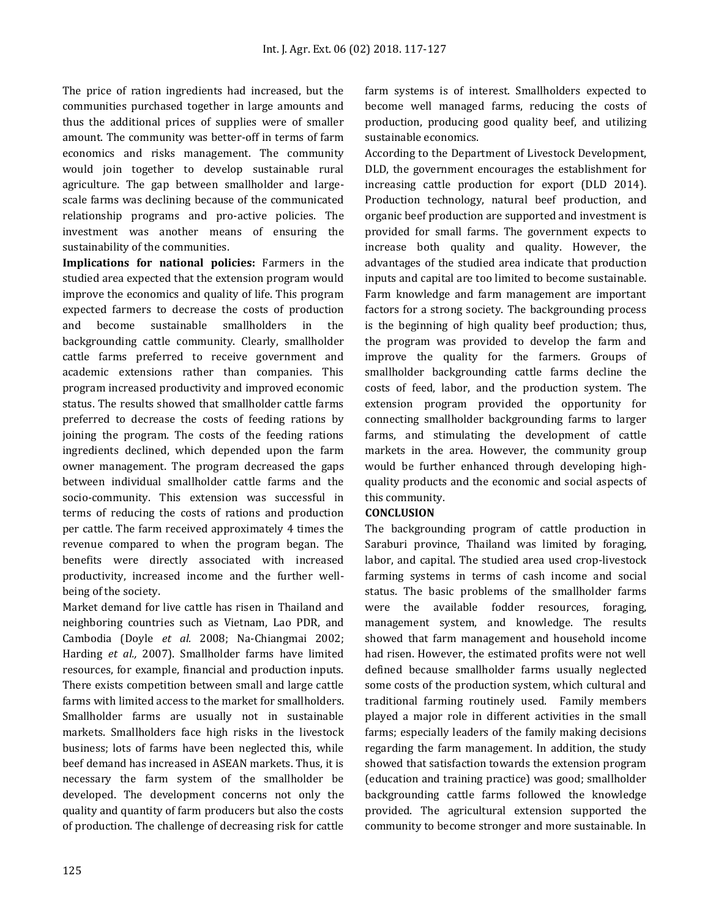The price of ration ingredients had increased, but the communities purchased together in large amounts and thus the additional prices of supplies were of smaller amount. The community was better-off in terms of farm economics and risks management. The community would join together to develop sustainable rural agriculture. The gap between smallholder and large-scale farms was declining because of the communicated relationship programs and pro-active policies. The investment was another means of ensuring the sustainability of the communities.

**Implications for national policies:** Farmers in the studied area expected that the extension program would improve the economics and quality of life. This program expected farmers to decrease the costs of production and become sustainable smallholders in the backgrounding cattle community. Clearly, smallholder cattle farms preferred to receive government and academic extensions rather than companies. This program increased productivity and improved economic status. The results showed that smallholder cattle farms preferred to decrease the costs of feeding rations by joining the program. The costs of the feeding rations ingredients declined, which depended upon the farm owner management. The program decreased the gaps between individual smallholder cattle farms and the socio-community. This extension was successful in terms of reducing the costs of rations and production per cattle. The farm received approximately 4 times the revenue compared to when the program began. The benefits were directly associated with increased productivity, increased income and the further well-being of the society.

Market demand for live cattle has risen in Thailand and neighboring countries such as Vietnam, Lao PDR, and Cambodia (Doyle *et al.* 2008; Na-Chiangmai 2002; Harding *et al.,* 2007). Smallholder farms have limited resources, for example, financial and production inputs. There exists competition between small and large cattle farms with limited access to the market for smallholders. Smallholder farms are usually not in sustainable markets. Smallholders face high risks in the livestock business; lots of farms have been neglected this, while beef demand has increased in ASEAN markets. Thus, it is necessary the farm system of the smallholder be developed. The development concerns not only the quality and quantity of farm producers but also the costs of production. The challenge of decreasing risk for cattle farm systems is of interest. Smallholders expected to become well managed farms, reducing the costs of production, producing good quality beef, and utilizing sustainable economics.

According to the Department of Livestock Development, DLD, the government encourages the establishment for increasing cattle production for export (DLD 2014). Production technology, natural beef production, and organic beef production are supported and investment is provided for small farms. The government expects to increase both quality and quality. However, the advantages of the studied area indicate that production inputs and capital are too limited to become sustainable. Farm knowledge and farm management are important factors for a strong society. The backgrounding process is the beginning of high quality beef production; thus, the program was provided to develop the farm and improve the quality for the farmers. Groups of smallholder backgrounding cattle farms decline the costs of feed, labor, and the production system. The extension program provided the opportunity for connecting smallholder backgrounding farms to larger farms, and stimulating the development of cattle markets in the area. However, the community group would be further enhanced through developing high-quality products and the economic and social aspects of this community.

## CONCLUSION

The backgrounding program of cattle production in Saraburi province, Thailand was limited by foraging, labor, and capital. The studied area used crop-livestock farming systems in terms of cash income and social status. The basic problems of the smallholder farms were the available fodder resources, foraging, management system, and knowledge. The results showed that farm management and household income had risen. However, the estimated profits were not well defined because smallholder farms usually neglected some costs of the production system, which cultural and traditional farming routinely used. Family members played a major role in different activities in the small farms; especially leaders of the family making decisions regarding the farm management. In addition, the study showed that satisfaction towards the extension program (education and training practice) was good; smallholder backgrounding cattle farms followed the knowledge provided. The agricultural extension supported the community to become stronger and more sustainable. In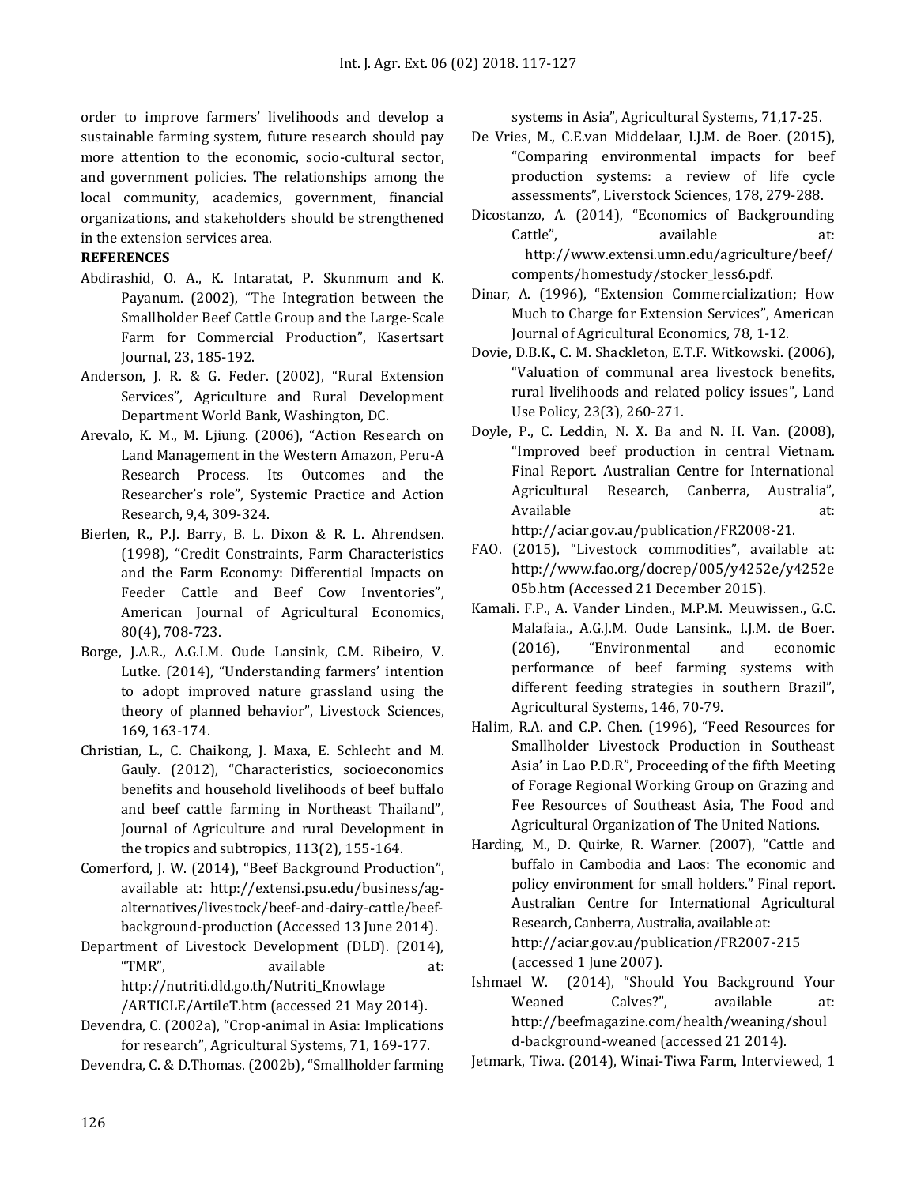order to improve farmers' livelihoods and develop a sustainable farming system, future research should pay more attention to the economic, socio-cultural sector, and government policies. The relationships among the local community, academics, government, financial organizations, and stakeholders should be strengthened in the extension services area.

**REFERENCES**

Abdirashid, O. A., K. Intaratat, P. Skunmum and K. Payanum. (2002), "The Integration between the Smallholder Beef Cattle Group and the Large-Scale Farm for Commercial Production", Kasertsart Journal, 23, 185-192.

Anderson, J. R. & G. Feder. (2002), "Rural Extension Services", Agriculture and Rural Development Department World Bank, Washington, DC.

Arevalo, K. M., M. Ljiung. (2006), "Action Research on Land Management in the Western Amazon, Peru-A Research Process. Its Outcomes and the Researcher's role", Systemic Practice and Action Research, 9,4, 309-324.

Bierlen, R., P.J. Barry, B. L. Dixon & R. L. Ahrendsen. (1998), "Credit Constraints, Farm Characteristics and the Farm Economy: Differential Impacts on Feeder Cattle and Beef Cow Inventories", American Journal of Agricultural Economics, 80(4), 708-723.

Borge, J.A.R., A.G.I.M. Oude Lansink, C.M. Ribeiro, V. Lutke. (2014), "Understanding farmers' intention to adopt improved nature grassland using the theory of planned behavior", Livestock Sciences, 169, 163-174.

Christian, L., C. Chaikong, J. Maxa, E. Schlecht and M. Gauly. (2012), "Characteristics, socioeconomics benefits and household livelihoods of beef buffalo and beef cattle farming in Northeast Thailand", Journal of Agriculture and rural Development in the tropics and subtropics, 113(2), 155-164.

Comerford, J. W. (2014), "Beef Background Production", available at: http://extensi.psu.edu/business/ag-alternatives/livestock/beef-and-dairy-cattle/beef-background-production (Accessed 13 June 2014).

Department of Livestock Development (DLD). (2014), "TMR", available at: http://nutriti.dld.go.th/Nutriti_Knowlage /ARTICLE/ArtileT.htm (accessed 21 May 2014).

Devendra, C. (2002a), "Crop-animal in Asia: Implications for research", Agricultural Systems, 71, 169-177.

Devendra, C. & D.Thomas. (2002b), "Smallholder farming systems in Asia", Agricultural Systems, 71,17-25.

De Vries, M., C.E.van Middelaar, I.J.M. de Boer. (2015), "Comparing environmental impacts for beef production systems: a review of life cycle assessments", Liverstock Sciences, 178, 279-288.

Dicostanzo, A. (2014), "Economics of Backgrounding Cattle", available at: http://www.extensi.umn.edu/agriculture/beef/ compents/homestudy/stocker_less6.pdf.

Dinar, A. (1996), "Extension Commercialization; How Much to Charge for Extension Services", American Journal of Agricultural Economics, 78, 1-12.

Dovie, D.B.K., C. M. Shackleton, E.T.F. Witkowski. (2006), "Valuation of communal area livestock benefits, rural livelihoods and related policy issues", Land Use Policy, 23(3), 260-271.

Doyle, P., C. Leddin, N. X. Ba and N. H. Van. (2008), "Improved beef production in central Vietnam. Final Report. Australian Centre for International Agricultural Research, Canberra, Australia", Available at: http://aciar.gov.au/publication/FR2008-21.

FAO. (2015), "Livestock commodities", available at: http://www.fao.org/docrep/005/y4252e/y4252e 05b.htm (Accessed 21 December 2015).

Kamali. F.P., A. Vander Linden., M.P.M. Meuwissen., G.C. Malafaia., A.G.J.M. Oude Lansink., I.J.M. de Boer. (2016), "Environmental and economic performance of beef farming systems with different feeding strategies in southern Brazil", Agricultural Systems, 146, 70-79.

Halim, R.A. and C.P. Chen. (1996), "Feed Resources for Smallholder Livestock Production in Southeast Asia' in Lao P.D.R", Proceeding of the fifth Meeting of Forage Regional Working Group on Grazing and Fee Resources of Southeast Asia, The Food and Agricultural Organization of The United Nations.

Harding, M., D. Quirke, R. Warner. (2007), "Cattle and buffalo in Cambodia and Laos: The economic and policy environment for small holders." Final report. Australian Centre for International Agricultural Research, Canberra, Australia, available at: http://aciar.gov.au/publication/FR2007-215 (accessed 1 June 2007).

Ishmael W. (2014), "Should You Background Your Weaned Calves?", available at: http://beefmagazine.com/health/weaning/shoul d-background-weaned (accessed 21 2014).

Jetmark, Tiwa. (2014), Winai-Tiwa Farm, Interviewed, 1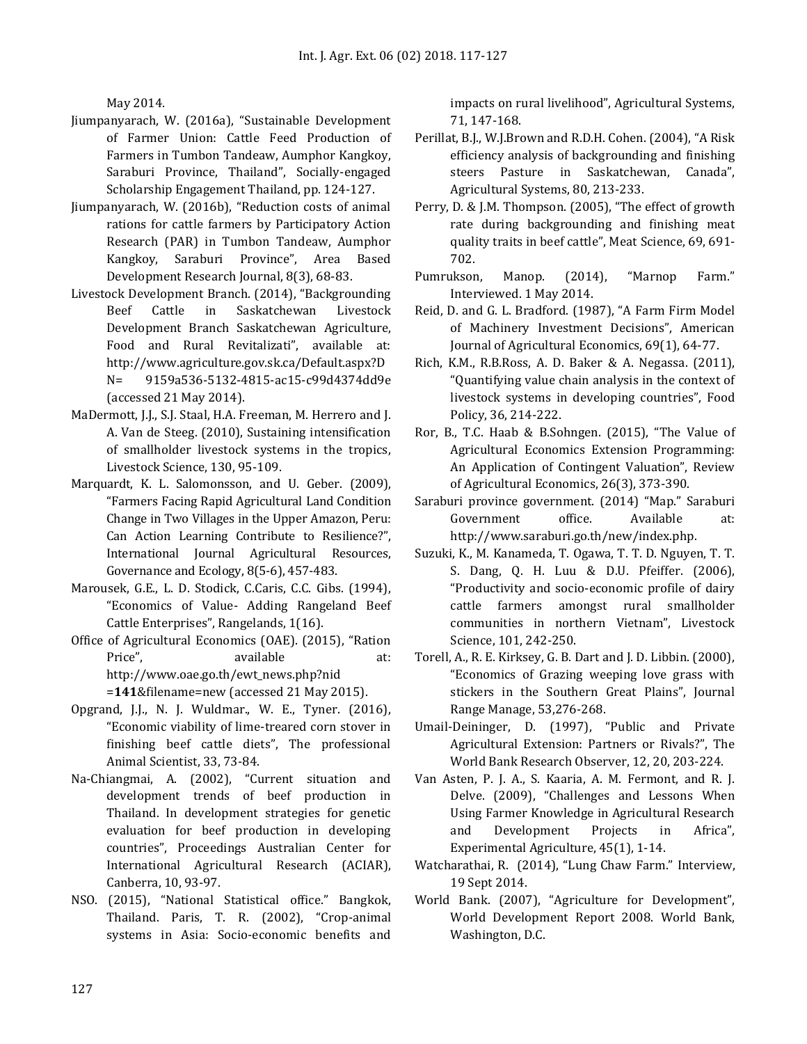May 2014.

Jiumpanyarach, W. (2016a), "Sustainable Development of Farmer Union: Cattle Feed Production of Farmers in Tumbon Tandeaw, Aumphor Kangkoy, Saraburi Province, Thailand", Socially-engaged Scholarship Engagement Thailand, pp. 124-127.

Jiumpanyarach, W. (2016b), "Reduction costs of animal rations for cattle farmers by Participatory Action Research (PAR) in Tumbon Tandeaw, Aumphor Kangkoy, Saraburi Province", Area Based Development Research Journal, 8(3), 68-83.

Livestock Development Branch. (2014), "Backgrounding Beef Cattle in Saskatchewan Livestock Development Branch Saskatchewan Agriculture, Food and Rural Revitalizati", available at: http://www.agriculture.gov.sk.ca/Default.aspx?DN= 9159a536-5132-4815-ac15-c99d4374dd9e (accessed 21 May 2014).

MaDermott, J.J., S.J. Staal, H.A. Freeman, M. Herrero and J. A. Van de Steeg. (2010), Sustaining intensification of smallholder livestock systems in the tropics, Livestock Science, 130, 95-109.

Marquardt, K. L. Salomonsson, and U. Geber. (2009), "Farmers Facing Rapid Agricultural Land Condition Change in Two Villages in the Upper Amazon, Peru: Can Action Learning Contribute to Resilience?", International Journal Agricultural Resources, Governance and Ecology, 8(5-6), 457-483.

Marousek, G.E., L. D. Stodick, C.Caris, C.C. Gibs. (1994), "Economics of Value- Adding Rangeland Beef Cattle Enterprises", Rangelands, 1(16).

Office of Agricultural Economics (OAE). (2015), "Ration Price", available at: http://www.oae.go.th/ewt_news.php?nid =**141**&filename=new (accessed 21 May 2015).

Opgrand, J.J., N. J. Wuldmar., W. E., Tyner. (2016), "Economic viability of lime-treared corn stover in finishing beef cattle diets", The professional Animal Scientist, 33, 73-84.

Na-Chiangmai, A. (2002), "Current situation and development trends of beef production in Thailand. In development strategies for genetic evaluation for beef production in developing countries", Proceedings Australian Center for International Agricultural Research (ACIAR), Canberra, 10, 93-97.

NSO. (2015), "National Statistical office." Bangkok, Thailand. Paris, T. R. (2002), "Crop-animal systems in Asia: Socio-economic benefits and impacts on rural livelihood", Agricultural Systems, 71, 147-168.

Perillat, B.J., W.J.Brown and R.D.H. Cohen. (2004), "A Risk efficiency analysis of backgrounding and finishing steers Pasture in Saskatchewan, Canada", Agricultural Systems, 80, 213-233.

Perry, D. & J.M. Thompson. (2005), "The effect of growth rate during backgrounding and finishing meat quality traits in beef cattle", Meat Science, 69, 691-702.

Pumrukson, Manop. (2014), "Marnop Farm." Interviewed. 1 May 2014.

Reid, D. and G. L. Bradford. (1987), "A Farm Firm Model of Machinery Investment Decisions", American Journal of Agricultural Economics, 69(1), 64-77.

Rich, K.M., R.B.Ross, A. D. Baker & A. Negassa. (2011), "Quantifying value chain analysis in the context of livestock systems in developing countries", Food Policy, 36, 214-222.

Ror, B., T.C. Haab & B.Sohngen. (2015), "The Value of Agricultural Economics Extension Programming: An Application of Contingent Valuation", Review of Agricultural Economics, 26(3), 373-390.

Saraburi province government. (2014) "Map." Saraburi Government office. Available at: http://www.saraburi.go.th/new/index.php.

Suzuki, K., M. Kanameda, T. Ogawa, T. T. D. Nguyen, T. T. S. Dang, Q. H. Luu & D.U. Pfeiffer. (2006), "Productivity and socio-economic profile of dairy cattle farmers amongst rural smallholder communities in northern Vietnam", Livestock Science, 101, 242-250.

Torell, A., R. E. Kirksey, G. B. Dart and J. D. Libbin. (2000), "Economics of Grazing weeping love grass with stickers in the Southern Great Plains", Journal Range Manage, 53,276-268.

Umail-Deininger, D. (1997), "Public and Private Agricultural Extension: Partners or Rivals?", The World Bank Research Observer, 12, 20, 203-224.

Van Asten, P. J. A., S. Kaaria, A. M. Fermont, and R. J. Delve. (2009), "Challenges and Lessons When Using Farmer Knowledge in Agricultural Research and Development Projects in Africa", Experimental Agriculture, 45(1), 1-14.

Watcharathai, R. (2014), "Lung Chaw Farm." Interview, 19 Sept 2014.

World Bank. (2007), "Agriculture for Development", World Development Report 2008. World Bank, Washington, D.C.